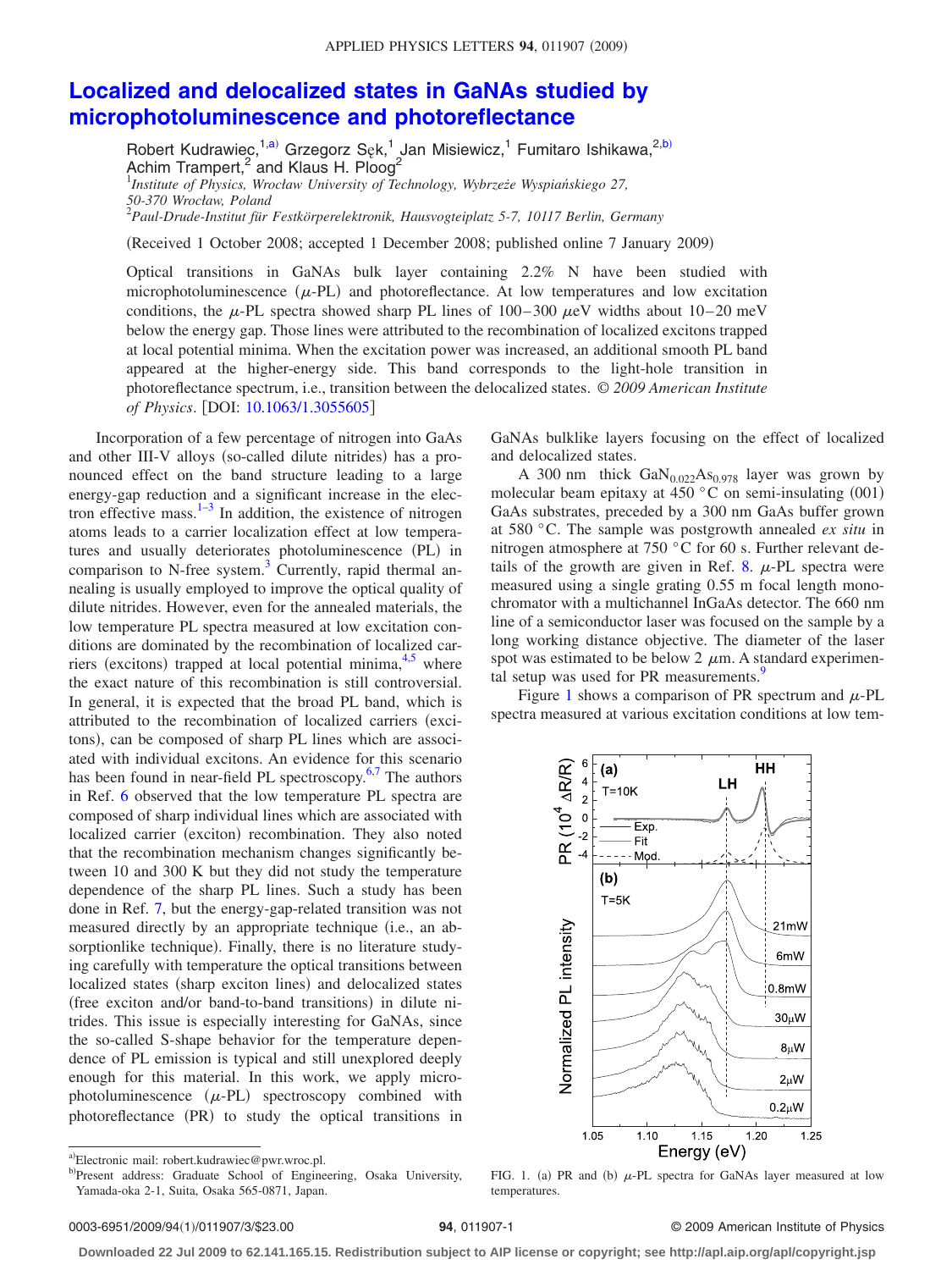# Localized and delocalized states in GaNAs studied by microphotoluminescence and photoreflectance

Robert Kudrawiec,[1,a)] Grzegorz Sęk,[1] Jan Misiewicz,[1] Fumitaro Ishikawa,[2,b)] Achim Trampert,[2] and Klaus H. Ploog[2]

[1]*Institute of Physics, Wrocław University of Technology, Wybrzeże Wyspiańskiego 27, 50-370 Wrocław, Poland*

[2]*Paul-Drude-Institut für Festkörperelektronik, Hausvogteiplatz 5-7, 10117 Berlin, Germany*

(Received 1 October 2008; accepted 1 December 2008; published online 7 January 2009)

Optical transitions in GaNAs bulk layer containing 2.2% N have been studied with microphotoluminescence ($\mu$-PL) and photoreflectance. At low temperatures and low excitation conditions, the $\mu$-PL spectra showed sharp PL lines of 100–300 $\mu$eV widths about 10–20 meV below the energy gap. Those lines were attributed to the recombination of localized excitons trapped at local potential minima. When the excitation power was increased, an additional smooth PL band appeared at the higher-energy side. This band corresponds to the light-hole transition in photoreflectance spectrum, i.e., transition between the delocalized states. *© 2009 American Institute of Physics*. [DOI: 10.1063/1.3055605]

Incorporation of a few percentage of nitrogen into GaAs and other III-V alloys (so-called dilute nitrides) has a pronounced effect on the band structure leading to a large energy-gap reduction and a significant increase in the electron effective mass.[1–3] In addition, the existence of nitrogen atoms leads to a carrier localization effect at low temperatures and usually deteriorates photoluminescence (PL) in comparison to N-free system.[3] Currently, rapid thermal annealing is usually employed to improve the optical quality of dilute nitrides. However, even for the annealed materials, the low temperature PL spectra measured at low excitation conditions are dominated by the recombination of localized carriers (excitons) trapped at local potential minima,[4,5] where the exact nature of this recombination is still controversial. In general, it is expected that the broad PL band, which is attributed to the recombination of localized carriers (excitons), can be composed of sharp PL lines which are associated with individual excitons. An evidence for this scenario has been found in near-field PL spectroscopy.[6,7] The authors in Ref. 6 observed that the low temperature PL spectra are composed of sharp individual lines which are associated with localized carrier (exciton) recombination. They also noted that the recombination mechanism changes significantly between 10 and 300 K but they did not study the temperature dependence of the sharp PL lines. Such a study has been done in Ref. 7, but the energy-gap-related transition was not measured directly by an appropriate technique (i.e., an absorptionlike technique). Finally, there is no literature studying carefully with temperature the optical transitions between localized states (sharp exciton lines) and delocalized states (free exciton and/or band-to-band transitions) in dilute nitrides. This issue is especially interesting for GaNAs, since the so-called S-shape behavior for the temperature dependence of PL emission is typical and still unexplored deeply enough for this material. In this work, we apply microphotoluminescence ($\mu$-PL) spectroscopy combined with photoreflectance (PR) to study the optical transitions in GaNAs bulklike layers focusing on the effect of localized and delocalized states.

A 300 nm thick $GaN_{0.022}As_{0.978}$ layer was grown by molecular beam epitaxy at 450 °C on semi-insulating (001) GaAs substrates, preceded by a 300 nm GaAs buffer grown at 580 °C. The sample was postgrowth annealed *ex situ* in nitrogen atmosphere at 750 °C for 60 s. Further relevant details of the growth are given in Ref. 8. $\mu$-PL spectra were measured using a single grating 0.55 m focal length monochromator with a multichannel InGaAs detector. The 660 nm line of a semiconductor laser was focused on the sample by a long working distance objective. The diameter of the laser spot was estimated to be below 2 $\mu$m. A standard experimental setup was used for PR measurements.[9]

Figure 1 shows a comparison of PR spectrum and $\mu$-PL spectra measured at various excitation conditions at low tem-

FIG. 1. (a) PR and (b) $\mu$-PL spectra for GaNAs layer measured at low temperatures.

[a)]Electronic mail: robert.kudrawiec@pwr.wroc.pl.

[b)]Present address: Graduate School of Engineering, Osaka University, Yamada-oka 2-1, Suita, Osaka 565-0871, Japan.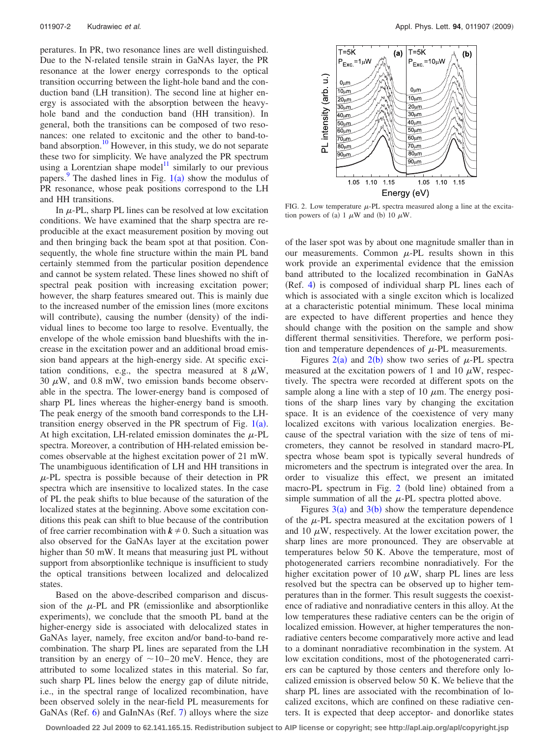peratures. In PR, two resonance lines are well distinguished. Due to the N-related tensile strain in GaNAs layer, the PR resonance at the lower energy corresponds to the optical transition occurring between the light-hole band and the conduction band (LH transition). The second line at higher energy is associated with the absorption between the heavy-hole band and the conduction band (HH transition). In general, both the transitions can be composed of two resonances: one related to excitonic and the other to band-to-band absorption.[10] However, in this study, we do not separate these two for simplicity. We have analyzed the PR spectrum using a Lorentzian shape model[11] similarly to our previous papers.[9] The dashed lines in Fig. 1(a) show the modulus of PR resonance, whose peak positions correspond to the LH and HH transitions.

In $\mu$-PL, sharp PL lines can be resolved at low excitation conditions. We have examined that the sharp spectra are reproducible at the exact measurement position by moving out and then bringing back the beam spot at that position. Consequently, the whole fine structure within the main PL band certainly stemmed from the particular position dependence and cannot be system related. These lines showed no shift of spectral peak position with increasing excitation power; however, the sharp features smeared out. This is mainly due to the increased number of the emission lines (more excitons will contribute), causing the number (density) of the individual lines to become too large to resolve. Eventually, the envelope of the whole emission band blueshifts with the increase in the excitation power and an additional broad emission band appears at the high-energy side. At specific excitation conditions, e.g., the spectra measured at 8 $\mu$W, 30 $\mu$W, and 0.8 mW, two emission bands become observable in the spectra. The lower-energy band is composed of sharp PL lines whereas the higher-energy band is smooth. The peak energy of the smooth band corresponds to the LH-transition energy observed in the PR spectrum of Fig. 1(a). At high excitation, LH-related emission dominates the $\mu$-PL spectra. Moreover, a contribution of HH-related emission becomes observable at the highest excitation power of 21 mW. The unambiguous identification of LH and HH transitions in $\mu$-PL spectra is possible because of their detection in PR spectra which are insensitive to localized states. In the case of PL the peak shifts to blue because of the saturation of the localized states at the beginning. Above some excitation conditions this peak can shift to blue because of the contribution of free carrier recombination with $\boldsymbol{k} \neq 0$. Such a situation was also observed for the GaNAs layer at the excitation power higher than 50 mW. It means that measuring just PL without support from absorptionlike technique is insufficient to study the optical transitions between localized and delocalized states.

Based on the above-described comparison and discussion of the $\mu$-PL and PR (emissionlike and absorptionlike experiments), we conclude that the smooth PL band at the higher-energy side is associated with delocalized states in GaNAs layer, namely, free exciton and/or band-to-band recombination. The sharp PL lines are separated from the LH transition by an energy of $\sim$10–20 meV. Hence, they are attributed to some localized states in this material. So far, such sharp PL lines below the energy gap of dilute nitride, i.e., in the spectral range of localized recombination, have been observed solely in the near-field PL measurements for GaNAs (Ref. 6) and GaInNAs (Ref. 7) alloys where the size of the laser spot was by about one magnitude smaller than in our measurements. Common $\mu$-PL results shown in this work provide an experimental evidence that the emission band attributed to the localized recombination in GaNAs (Ref. 4) is composed of individual sharp PL lines each of which is associated with a single exciton which is localized at a characteristic potential minimum. These local minima are expected to have different properties and hence they should change with the position on the sample and show different thermal sensitivities. Therefore, we perform position and temperature dependences of $\mu$-PL measurements.

FIG. 2. Low temperature $\mu$-PL spectra measured along a line at the excitation powers of (a) 1 $\mu$W and (b) 10 $\mu$W.

Figures 2(a) and 2(b) show two series of $\mu$-PL spectra measured at the excitation powers of 1 and 10 $\mu$W, respectively. The spectra were recorded at different spots on the sample along a line with a step of 10 $\mu$m. The energy positions of the sharp lines vary by changing the excitation space. It is an evidence of the coexistence of very many localized excitons with various localization energies. Because of the spectral variation with the size of tens of micrometers, they cannot be resolved in standard macro-PL spectra whose beam spot is typically several hundreds of micrometers and the spectrum is integrated over the area. In order to visualize this effect, we present an imitated macro-PL spectrum in Fig. 2 (bold line) obtained from a simple summation of all the $\mu$-PL spectra plotted above.

Figures 3(a) and 3(b) show the temperature dependence of the $\mu$-PL spectra measured at the excitation powers of 1 and 10 $\mu$W, respectively. At the lower excitation power, the sharp lines are more pronounced. They are observable at temperatures below 50 K. Above the temperature, most of photogenerated carriers recombine nonradiatively. For the higher excitation power of 10 $\mu$W, sharp PL lines are less resolved but the spectra can be observed up to higher temperatures than in the former. This result suggests the coexistence of radiative and nonradiative centers in this alloy. At the low temperatures these radiative centers can be the origin of localized emission. However, at higher temperatures the nonradiative centers become comparatively more active and lead to a dominant nonradiative recombination in the system. At low excitation conditions, most of the photogenerated carriers can be captured by those centers and therefore only localized emission is observed below 50 K. We believe that the sharp PL lines are associated with the recombination of localized excitons, which are confined on these radiative centers. It is expected that deep acceptor- and donorlike states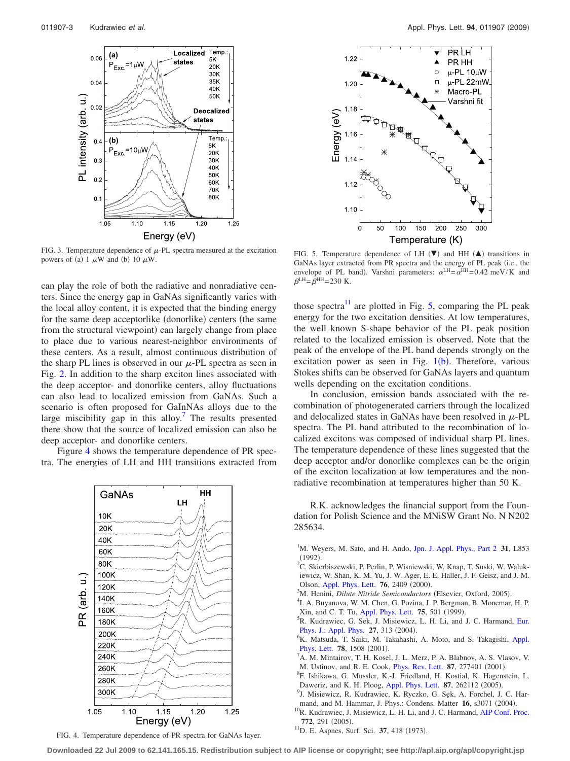(a)
$P_{Exc.}$=1μW
Localized states
Temp.: 5K 20K 30K 35K 40K 50K
Deocalized states
(b)
$P_{Exc.}$=10μW
Temp.: 5K 20K 30K 40K 50K 60K 70K 80K
PL intensity (arb. u.)
Energy (eV)

FIG. 3. Temperature dependence of μ-PL spectra measured at the excitation powers of (a) 1 μW and (b) 10 μW.

can play the role of both the radiative and nonradiative centers. Since the energy gap in GaNAs significantly varies with the local alloy content, it is expected that the binding energy for the same deep acceptorlike (donorlike) centers (the same from the structural viewpoint) can largely change from place to place due to various nearest-neighbor environments of these centers. As a result, almost continuous distribution of the sharp PL lines is observed in our μ-PL spectra as seen in Fig. 2. In addition to the sharp exciton lines associated with the deep acceptor- and donorlike centers, alloy fluctuations can also lead to localized emission from GaNAs. Such a scenario is often proposed for GaInNAs alloys due to the large miscibility gap in this alloy.[7] The results presented there show that the source of localized emission can also be deep acceptor- and donorlike centers.

Figure 4 shows the temperature dependence of PR spectra. The energies of LH and HH transitions extracted from

GaNAs
LH
HH
10K 20K 40K 60K 80K 100K 120K 140K 160K 180K 200K 220K 240K 260K 280K 300K
PR (arb. u.)
Energy (eV)

FIG. 4. Temperature dependence of PR spectra for GaNAs layer.

PR LH
PR HH
μ-PL 10μW
μ-PL 22mW
Macro-PL
Varshni fit
Energy (eV)
Temperature (K)

FIG. 5. Temperature dependence of LH (▼) and HH (▲) transitions in GaNAs layer extracted from PR spectra and the energy of PL peak (i.e., the envelope of PL band). Varshni parameters: $\alpha^{LH}=\alpha^{HH}=0.42$ meV/K and $\beta^{LH}=\beta^{HH}=230$ K.

those spectra[11] are plotted in Fig. 5, comparing the PL peak energy for the two excitation densities. At low temperatures, the well known S-shape behavior of the PL peak position related to the localized emission is observed. Note that the peak of the envelope of the PL band depends strongly on the excitation power as seen in Fig. 1(b). Therefore, various Stokes shifts can be observed for GaNAs layers and quantum wells depending on the excitation conditions.

In conclusion, emission bands associated with the recombination of photogenerated carriers through the localized and delocalized states in GaNAs have been resolved in μ-PL spectra. The PL band attributed to the recombination of localized excitons was composed of individual sharp PL lines. The temperature dependence of these lines suggested that the deep acceptor and/or donorlike complexes can be the origin of the exciton localization at low temperatures and the nonradiative recombination at temperatures higher than 50 K.

R.K. acknowledges the financial support from the Foundation for Polish Science and the MNiSW Grant No. N N202 285634.

[1] M. Weyers, M. Sato, and H. Ando, Jpn. J. Appl. Phys., Part 2 **31**, L853 (1992).
[2] C. Skierbiszewski, P. Perlin, P. Wisniewski, W. Knap, T. Suski, W. Walukiewicz, W. Shan, K. M. Yu, J. W. Ager, E. E. Haller, J. F. Geisz, and J. M. Olson, Appl. Phys. Lett. **76**, 2409 (2000).
[3] M. Henini, *Dilute Nitride Semiconductors* (Elsevier, Oxford, 2005).
[4] I. A. Buyanova, W. M. Chen, G. Pozina, J. P. Bergman, B. Monemar, H. P. Xin, and C. T. Tu, Appl. Phys. Lett. **75**, 501 (1999).
[5] R. Kudrawiec, G. Sek, J. Misiewicz, L. H. Li, and J. C. Harmand, Eur. Phys. J.: Appl. Phys. **27**, 313 (2004).
[6] K. Matsuda, T. Saiki, M. Takahashi, A. Moto, and S. Takagishi, Appl. Phys. Lett. **78**, 1508 (2001).
[7] A. M. Mintairov, T. H. Kosel, J. L. Merz, P. A. Blabnov, A. S. Vlasov, V. M. Ustinov, and R. E. Cook, Phys. Rev. Lett. **87**, 277401 (2001).
[8] F. Ishikawa, G. Mussler, K.-J. Friedland, H. Kostial, K. Hagenstein, L. Daweriz, and K. H. Ploog, Appl. Phys. Lett. **87**, 262112 (2005).
[9] J. Misiewicz, R. Kudrawiec, K. Ryczko, G. Sęk, A. Forchel, J. C. Harmand, and M. Hammar, J. Phys.: Condens. Matter **16**, s3071 (2004).
[10] R. Kudrawiec, J. Misiewicz, L. H. Li, and J. C. Harmand, AIP Conf. Proc. **772**, 291 (2005).
[11] D. E. Aspnes, Surf. Sci. **37**, 418 (1973).